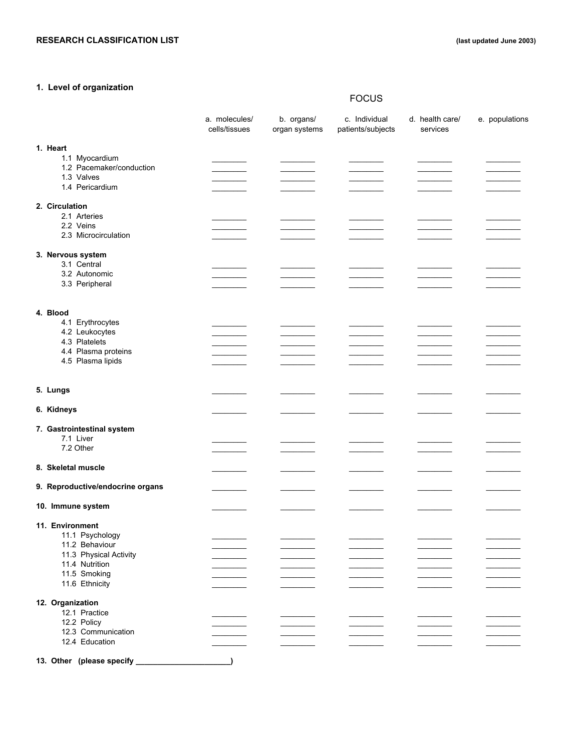**RESEARCH CLASSIFICATION LIST** **(last updated June 2003)**

## 1. Level of organization

| | FOCUS | | | | |
|---|---|---|---|---|---|
| | a. molecules/ cells/tissues | b. organs/ organ systems | c. Individual patients/subjects | d. health care/ services | e. populations |
| **1. Heart** | | | | | |
| 1.1 Myocardium | ________ | ________ | ________ | ________ | ________ |
| 1.2 Pacemaker/conduction | ________ | ________ | ________ | ________ | ________ |
| 1.3 Valves | ________ | ________ | ________ | ________ | ________ |
| 1.4 Pericardium | ________ | ________ | ________ | ________ | ________ |
| **2. Circulation** | | | | | |
| 2.1 Arteries | ________ | ________ | ________ | ________ | ________ |
| 2.2 Veins | ________ | ________ | ________ | ________ | ________ |
| 2.3 Microcirculation | ________ | ________ | ________ | ________ | ________ |
| **3. Nervous system** | | | | | |
| 3.1 Central | ________ | ________ | ________ | ________ | ________ |
| 3.2 Autonomic | ________ | ________ | ________ | ________ | ________ |
| 3.3 Peripheral | ________ | ________ | ________ | ________ | ________ |
| **4. Blood** | | | | | |
| 4.1 Erythrocytes | ________ | ________ | ________ | ________ | ________ |
| 4.2 Leukocytes | ________ | ________ | ________ | ________ | ________ |
| 4.3 Platelets | ________ | ________ | ________ | ________ | ________ |
| 4.4 Plasma proteins | ________ | ________ | ________ | ________ | ________ |
| 4.5 Plasma lipids | ________ | ________ | ________ | ________ | ________ |
| **5. Lungs** | ________ | ________ | ________ | ________ | ________ |
| **6. Kidneys** | ________ | ________ | ________ | ________ | ________ |
| **7. Gastrointestinal system** | | | | | |
| 7.1 Liver | ________ | ________ | ________ | ________ | ________ |
| 7.2 Other | ________ | ________ | ________ | ________ | ________ |
| **8. Skeletal muscle** | ________ | ________ | ________ | ________ | ________ |
| **9. Reproductive/endocrine organs** | ________ | ________ | ________ | ________ | ________ |
| **10. Immune system** | ________ | ________ | ________ | ________ | ________ |
| **11. Environment** | | | | | |
| 11.1 Psychology | ________ | ________ | ________ | ________ | ________ |
| 11.2 Behaviour | ________ | ________ | ________ | ________ | ________ |
| 11.3 Physical Activity | ________ | ________ | ________ | ________ | ________ |
| 11.4 Nutrition | ________ | ________ | ________ | ________ | ________ |
| 11.5 Smoking | ________ | ________ | ________ | ________ | ________ |
| 11.6 Ethnicity | ________ | ________ | ________ | ________ | ________ |
| **12. Organization** | | | | | |
| 12.1 Practice | ________ | ________ | ________ | ________ | ________ |
| 12.2 Policy | ________ | ________ | ________ | ________ | ________ |
| 12.3 Communication | ________ | ________ | ________ | ________ | ________ |
| 12.4 Education | ________ | ________ | ________ | ________ | ________ |

**13. Other (please specify ______________________)**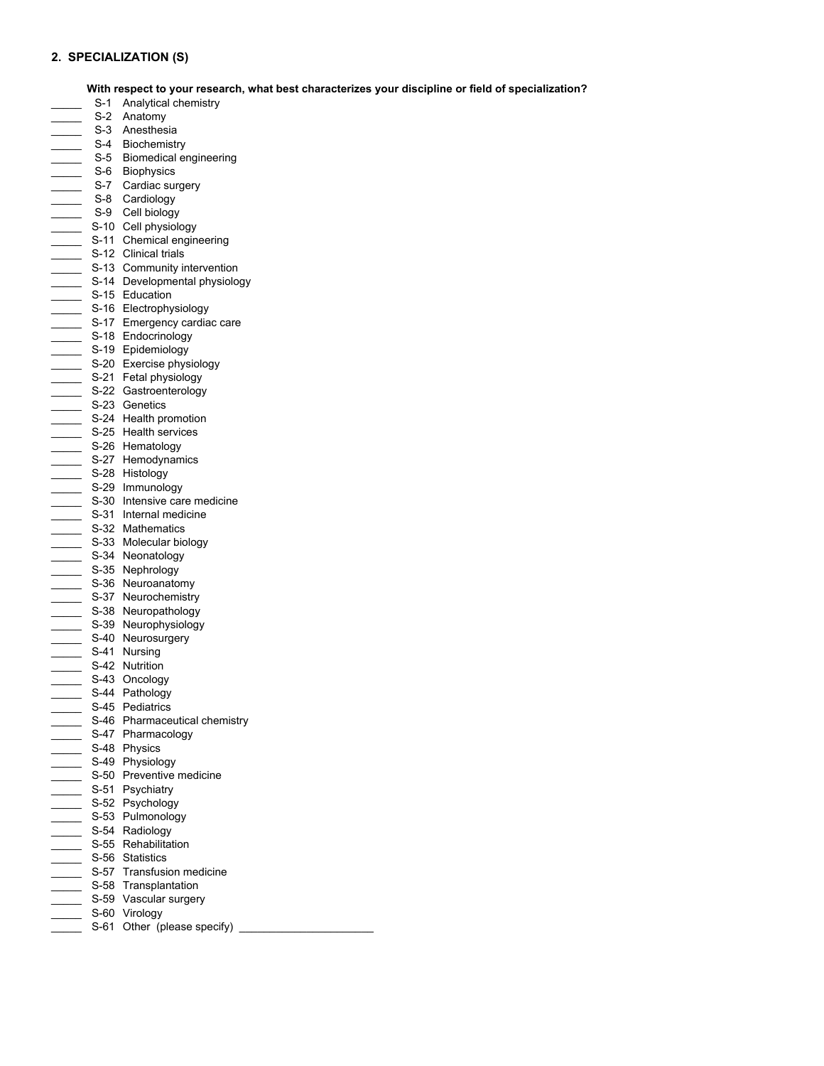## 2. SPECIALIZATION (S)

**With respect to your research, what best characterizes your discipline or field of specialization?**

_____ S-1 Analytical chemistry
_____ S-2 Anatomy
_____ S-3 Anesthesia
_____ S-4 Biochemistry
_____ S-5 Biomedical engineering
_____ S-6 Biophysics
_____ S-7 Cardiac surgery
_____ S-8 Cardiology
_____ S-9 Cell biology
_____ S-10 Cell physiology
_____ S-11 Chemical engineering
_____ S-12 Clinical trials
_____ S-13 Community intervention
_____ S-14 Developmental physiology
_____ S-15 Education
_____ S-16 Electrophysiology
_____ S-17 Emergency cardiac care
_____ S-18 Endocrinology
_____ S-19 Epidemiology
_____ S-20 Exercise physiology
_____ S-21 Fetal physiology
_____ S-22 Gastroenterology
_____ S-23 Genetics
_____ S-24 Health promotion
_____ S-25 Health services
_____ S-26 Hematology
_____ S-27 Hemodynamics
_____ S-28 Histology
_____ S-29 Immunology
_____ S-30 Intensive care medicine
_____ S-31 Internal medicine
_____ S-32 Mathematics
_____ S-33 Molecular biology
_____ S-34 Neonatology
_____ S-35 Nephrology
_____ S-36 Neuroanatomy
_____ S-37 Neurochemistry
_____ S-38 Neuropathology
_____ S-39 Neurophysiology
_____ S-40 Neurosurgery
_____ S-41 Nursing
_____ S-42 Nutrition
_____ S-43 Oncology
_____ S-44 Pathology
_____ S-45 Pediatrics
_____ S-46 Pharmaceutical chemistry
_____ S-47 Pharmacology
_____ S-48 Physics
_____ S-49 Physiology
_____ S-50 Preventive medicine
_____ S-51 Psychiatry
_____ S-52 Psychology
_____ S-53 Pulmonology
_____ S-54 Radiology
_____ S-55 Rehabilitation
_____ S-56 Statistics
_____ S-57 Transfusion medicine
_____ S-58 Transplantation
_____ S-59 Vascular surgery
_____ S-60 Virology
_____ S-61 Other (please specify) ______________________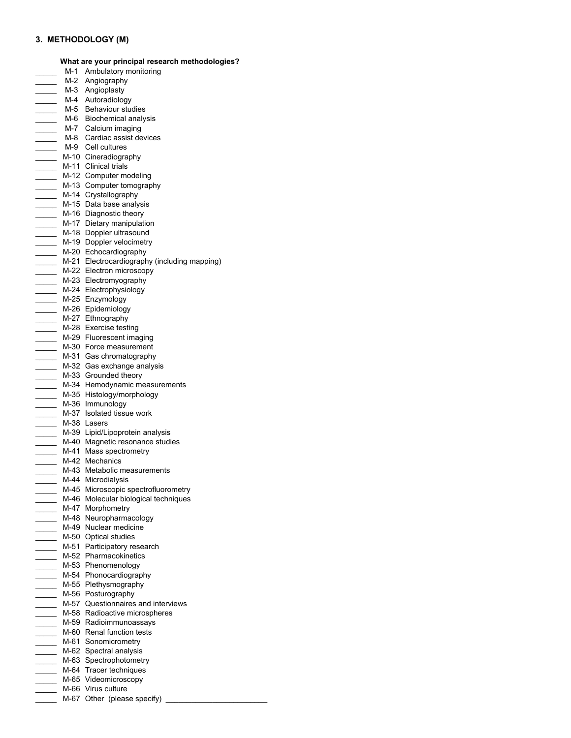## 3. METHODOLOGY (M)

**What are your principal research methodologies?**

_____ M-1 Ambulatory monitoring
_____ M-2 Angiography
_____ M-3 Angioplasty
_____ M-4 Autoradiology
_____ M-5 Behaviour studies
_____ M-6 Biochemical analysis
_____ M-7 Calcium imaging
_____ M-8 Cardiac assist devices
_____ M-9 Cell cultures
_____ M-10 Cineradiography
_____ M-11 Clinical trials
_____ M-12 Computer modeling
_____ M-13 Computer tomography
_____ M-14 Crystallography
_____ M-15 Data base analysis
_____ M-16 Diagnostic theory
_____ M-17 Dietary manipulation
_____ M-18 Doppler ultrasound
_____ M-19 Doppler velocimetry
_____ M-20 Echocardiography
_____ M-21 Electrocardiography (including mapping)
_____ M-22 Electron microscopy
_____ M-23 Electromyography
_____ M-24 Electrophysiology
_____ M-25 Enzymology
_____ M-26 Epidemiology
_____ M-27 Ethnography
_____ M-28 Exercise testing
_____ M-29 Fluorescent imaging
_____ M-30 Force measurement
_____ M-31 Gas chromatography
_____ M-32 Gas exchange analysis
_____ M-33 Grounded theory
_____ M-34 Hemodynamic measurements
_____ M-35 Histology/morphology
_____ M-36 Immunology
_____ M-37 Isolated tissue work
_____ M-38 Lasers
_____ M-39 Lipid/Lipoprotein analysis
_____ M-40 Magnetic resonance studies
_____ M-41 Mass spectrometry
_____ M-42 Mechanics
_____ M-43 Metabolic measurements
_____ M-44 Microdialysis
_____ M-45 Microscopic spectrofluorometry
_____ M-46 Molecular biological techniques
_____ M-47 Morphometry
_____ M-48 Neuropharmacology
_____ M-49 Nuclear medicine
_____ M-50 Optical studies
_____ M-51 Participatory research
_____ M-52 Pharmacokinetics
_____ M-53 Phenomenology
_____ M-54 Phonocardiography
_____ M-55 Plethysmography
_____ M-56 Posturography
_____ M-57 Questionnaires and interviews
_____ M-58 Radioactive microspheres
_____ M-59 Radioimmunoassays
_____ M-60 Renal function tests
_____ M-61 Sonomicrometry
_____ M-62 Spectral analysis
_____ M-63 Spectrophotometry
_____ M-64 Tracer techniques
_____ M-65 Videomicroscopy
_____ M-66 Virus culture
_____ M-67 Other (please specify) ________________________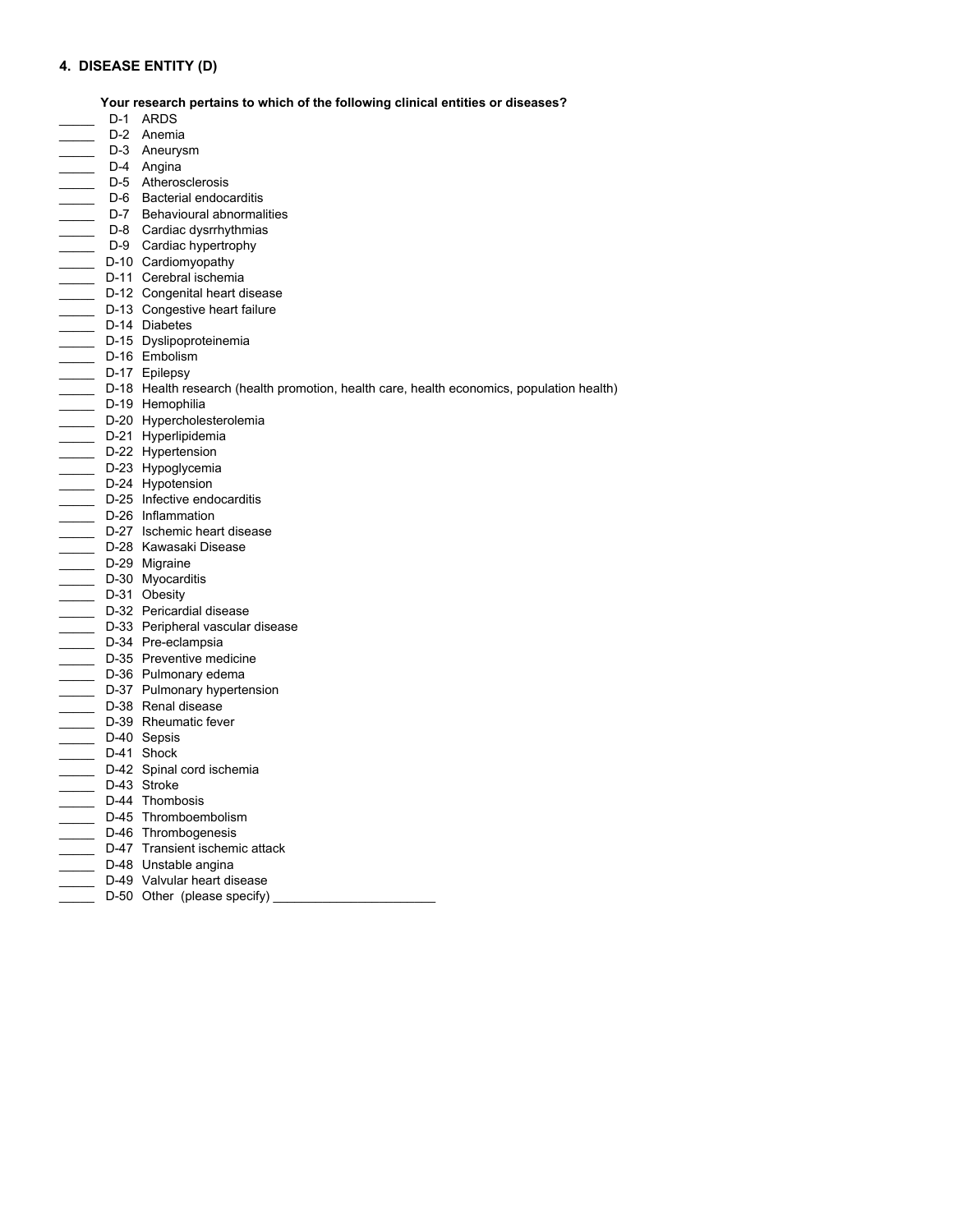## 4. DISEASE ENTITY (D)

**Your research pertains to which of the following clinical entities or diseases?**

_____ D-1 ARDS
_____ D-2 Anemia
_____ D-3 Aneurysm
_____ D-4 Angina
_____ D-5 Atherosclerosis
_____ D-6 Bacterial endocarditis
_____ D-7 Behavioural abnormalities
_____ D-8 Cardiac dysrrhythmias
_____ D-9 Cardiac hypertrophy
_____ D-10 Cardiomyopathy
_____ D-11 Cerebral ischemia
_____ D-12 Congenital heart disease
_____ D-13 Congestive heart failure
_____ D-14 Diabetes
_____ D-15 Dyslipoproteinemia
_____ D-16 Embolism
_____ D-17 Epilepsy
_____ D-18 Health research (health promotion, health care, health economics, population health)
_____ D-19 Hemophilia
_____ D-20 Hypercholesterolemia
_____ D-21 Hyperlipidemia
_____ D-22 Hypertension
_____ D-23 Hypoglycemia
_____ D-24 Hypotension
_____ D-25 Infective endocarditis
_____ D-26 Inflammation
_____ D-27 Ischemic heart disease
_____ D-28 Kawasaki Disease
_____ D-29 Migraine
_____ D-30 Myocarditis
_____ D-31 Obesity
_____ D-32 Pericardial disease
_____ D-33 Peripheral vascular disease
_____ D-34 Pre-eclampsia
_____ D-35 Preventive medicine
_____ D-36 Pulmonary edema
_____ D-37 Pulmonary hypertension
_____ D-38 Renal disease
_____ D-39 Rheumatic fever
_____ D-40 Sepsis
_____ D-41 Shock
_____ D-42 Spinal cord ischemia
_____ D-43 Stroke
_____ D-44 Thombosis
_____ D-45 Thromboembolism
_____ D-46 Thrombogenesis
_____ D-47 Transient ischemic attack
_____ D-48 Unstable angina
_____ D-49 Valvular heart disease
_____ D-50 Other (please specify) _______________________